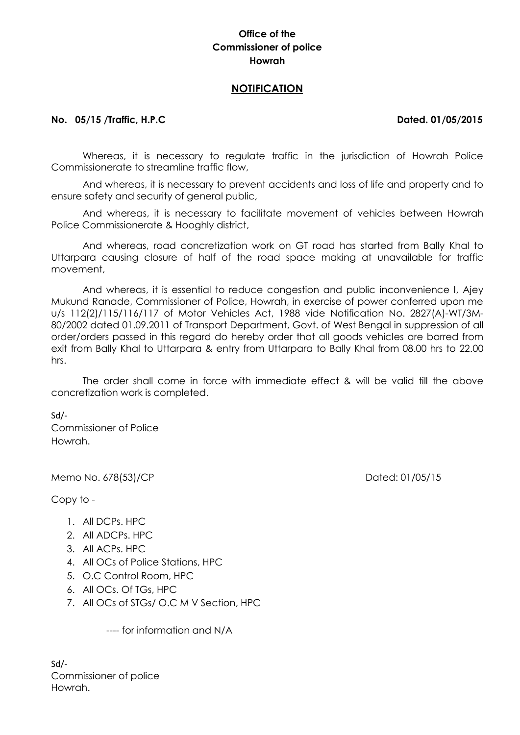**Office of the**
**Commissioner of police**
**Howrah**

## NOTIFICATION

**No. 05/15 /Traffic, H.P.C** **Dated. 01/05/2015**

Whereas, it is necessary to regulate traffic in the jurisdiction of Howrah Police Commissionerate to streamline traffic flow,

And whereas, it is necessary to prevent accidents and loss of life and property and to ensure safety and security of general public,

And whereas, it is necessary to facilitate movement of vehicles between Howrah Police Commissionerate & Hooghly district,

And whereas, road concretization work on GT road has started from Bally Khal to Uttarpara causing closure of half of the road space making at unavailable for traffic movement,

And whereas, it is essential to reduce congestion and public inconvenience I, Ajey Mukund Ranade, Commissioner of Police, Howrah, in exercise of power conferred upon me u/s 112(2)/115/116/117 of Motor Vehicles Act, 1988 vide Notification No. 2827(A)-WT/3M-80/2002 dated 01.09.2011 of Transport Department, Govt. of West Bengal in suppression of all order/orders passed in this regard do hereby order that all goods vehicles are barred from exit from Bally Khal to Uttarpara & entry from Uttarpara to Bally Khal from 08.00 hrs to 22.00 hrs.

The order shall come in force with immediate effect & will be valid till the above concretization work is completed.

Sd/-
Commissioner of Police
Howrah.

Memo No. 678(53)/CP Dated: 01/05/15

Copy to -

1. All DCPs. HPC
2. All ADCPs. HPC
3. All ACPs. HPC
4. All OCs of Police Stations, HPC
5. O.C Control Room, HPC
6. All OCs. Of TGs, HPC
7. All OCs of STGs/ O.C M V Section, HPC

---- for information and N/A

Sd/-
Commissioner of police
Howrah.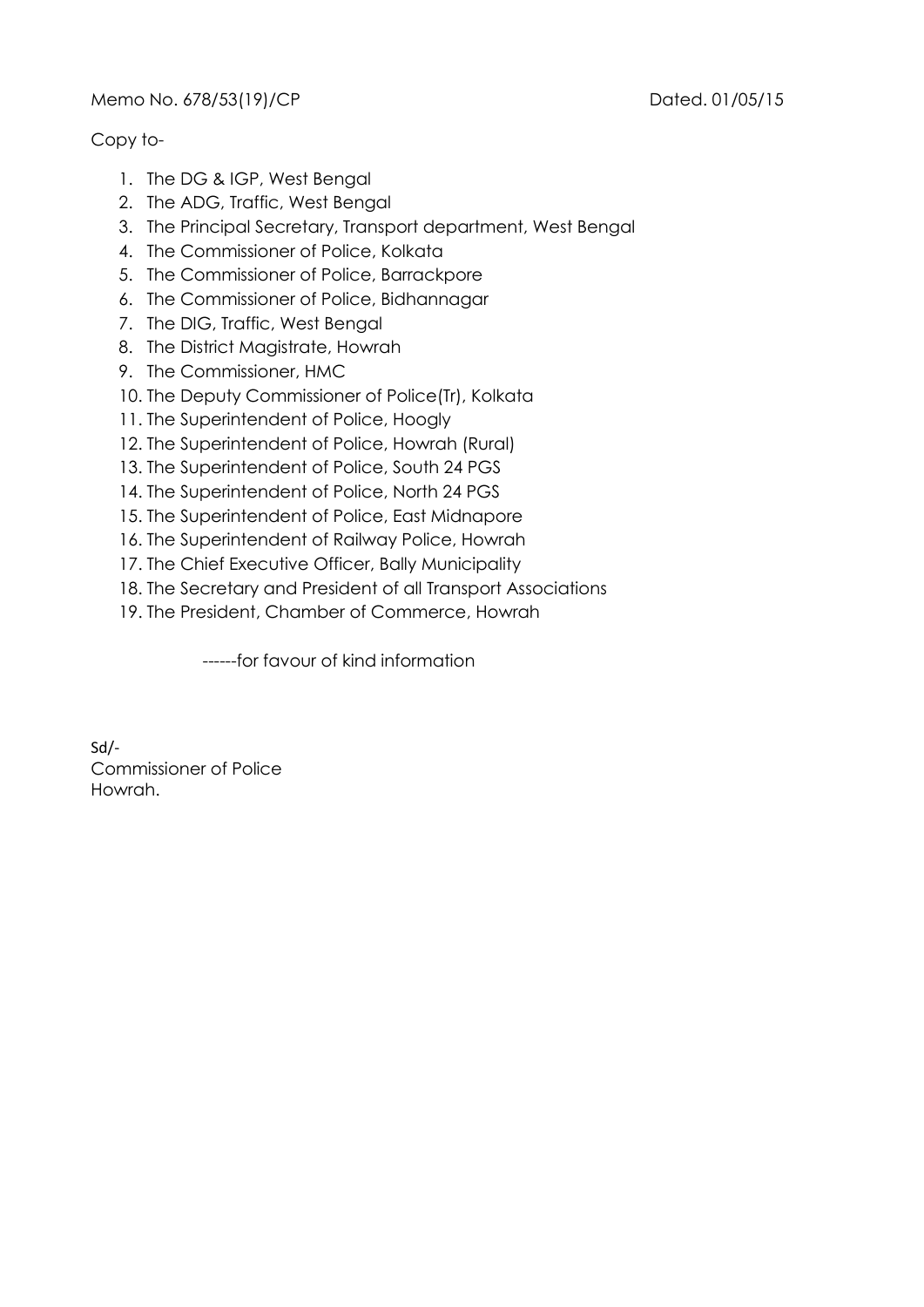Memo No. 678/53(19)/CP Dated. 01/05/15

Copy to-

1. The DG & IGP, West Bengal
2. The ADG, Traffic, West Bengal
3. The Principal Secretary, Transport department, West Bengal
4. The Commissioner of Police, Kolkata
5. The Commissioner of Police, Barrackpore
6. The Commissioner of Police, Bidhannagar
7. The DIG, Traffic, West Bengal
8. The District Magistrate, Howrah
9. The Commissioner, HMC
10. The Deputy Commissioner of Police(Tr), Kolkata
11. The Superintendent of Police, Hoogly
12. The Superintendent of Police, Howrah (Rural)
13. The Superintendent of Police, South 24 PGS
14. The Superintendent of Police, North 24 PGS
15. The Superintendent of Police, East Midnapore
16. The Superintendent of Railway Police, Howrah
17. The Chief Executive Officer, Bally Municipality
18. The Secretary and President of all Transport Associations
19. The President, Chamber of Commerce, Howrah

------for favour of kind information

Sd/-
Commissioner of Police
Howrah.